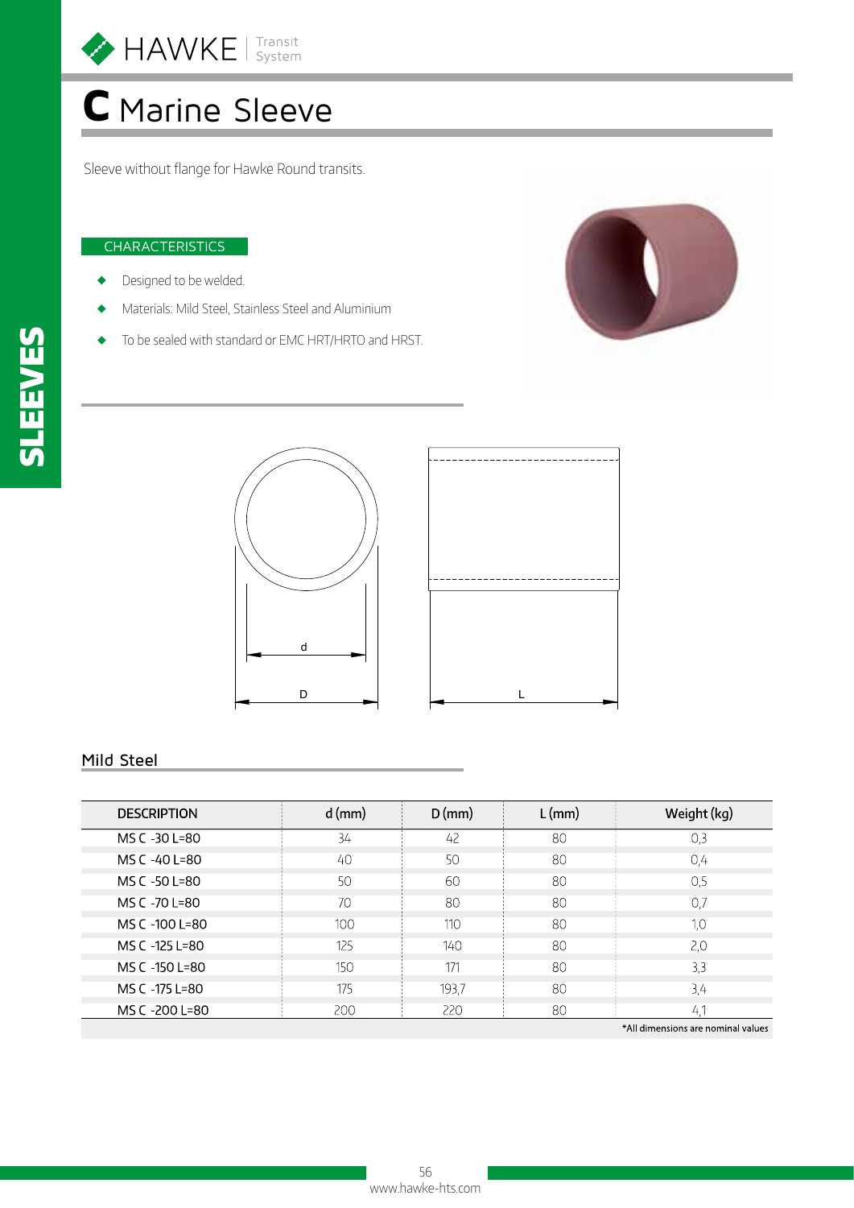# C Marine Sleeve

Sleeve without flange for Hawke Round transits.

## CHARACTERISTICS

- Designed to be welded.
- Materials: Mild Steel, Stainless Steel and Aluminium
- To be sealed with standard or EMC HRT/HRTO and HRST.

## Mild Steel

| DESCRIPTION | d (mm) | D (mm) | L (mm) | Weight (kg) |
|---|---|---|---|---|
| MS C -30 L=80 | 34 | 42 | 80 | 0,3 |
| MS C -40 L=80 | 40 | 50 | 80 | 0,4 |
| MS C -50 L=80 | 50 | 60 | 80 | 0,5 |
| MS C -70 L=80 | 70 | 80 | 80 | 0,7 |
| MS C -100 L=80 | 100 | 110 | 80 | 1,0 |
| MS C -125 L=80 | 125 | 140 | 80 | 2,0 |
| MS C -150 L=80 | 150 | 171 | 80 | 3,3 |
| MS C -175 L=80 | 175 | 193,7 | 80 | 3,4 |
| MS C -200 L=80 | 200 | 220 | 80 | 4,1 |

*All dimensions are nominal values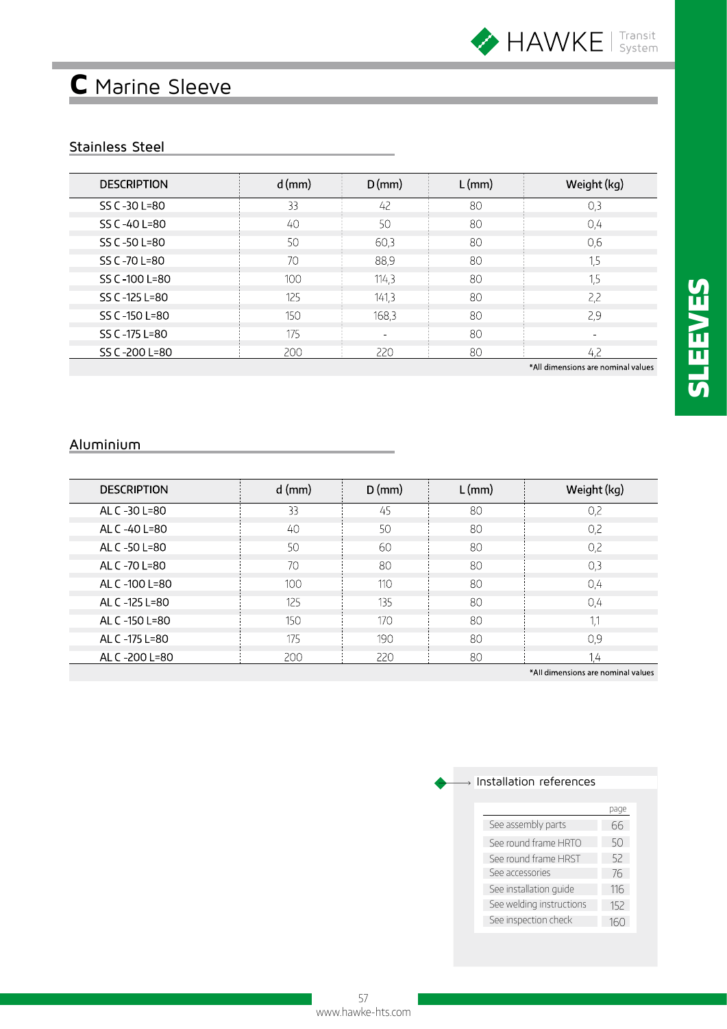# C Marine Sleeve

## Stainless Steel

| DESCRIPTION | d (mm) | D (mm) | L (mm) | Weight (kg) |
|---|---|---|---|---|
| SS C -30 L=80 | 33 | 42 | 80 | 0,3 |
| SS C -40 L=80 | 40 | 50 | 80 | 0,4 |
| SS C -50 L=80 | 50 | 60,3 | 80 | 0,6 |
| SS C -70 L=80 | 70 | 88,9 | 80 | 1,5 |
| SS C -100 L=80 | 100 | 114,3 | 80 | 1,5 |
| SS C -125 L=80 | 125 | 141,3 | 80 | 2,2 |
| SS C -150 L=80 | 150 | 168,3 | 80 | 2,9 |
| SS C -175 L=80 | 175 | - | 80 | - |
| SS C -200 L=80 | 200 | 220 | 80 | 4,2 |

*All dimensions are nominal values

## Aluminium

| DESCRIPTION | d (mm) | D (mm) | L (mm) | Weight (kg) |
|---|---|---|---|---|
| AL C -30 L=80 | 33 | 45 | 80 | 0,2 |
| AL C -40 L=80 | 40 | 50 | 80 | 0,2 |
| AL C -50 L=80 | 50 | 60 | 80 | 0,2 |
| AL C -70 L=80 | 70 | 80 | 80 | 0,3 |
| AL C -100 L=80 | 100 | 110 | 80 | 0,4 |
| AL C -125 L=80 | 125 | 135 | 80 | 0,4 |
| AL C -150 L=80 | 150 | 170 | 80 | 1,1 |
| AL C -175 L=80 | 175 | 190 | 80 | 0,9 |
| AL C -200 L=80 | 200 | 220 | 80 | 1,4 |

*All dimensions are nominal values

### Installation references

| | page |
|---|---|
| See assembly parts | 66 |
| See round frame HRTO | 50 |
| See round frame HRST | 52 |
| See accessories | 76 |
| See installation guide | 116 |
| See welding instructions | 152 |
| See inspection check | 160 |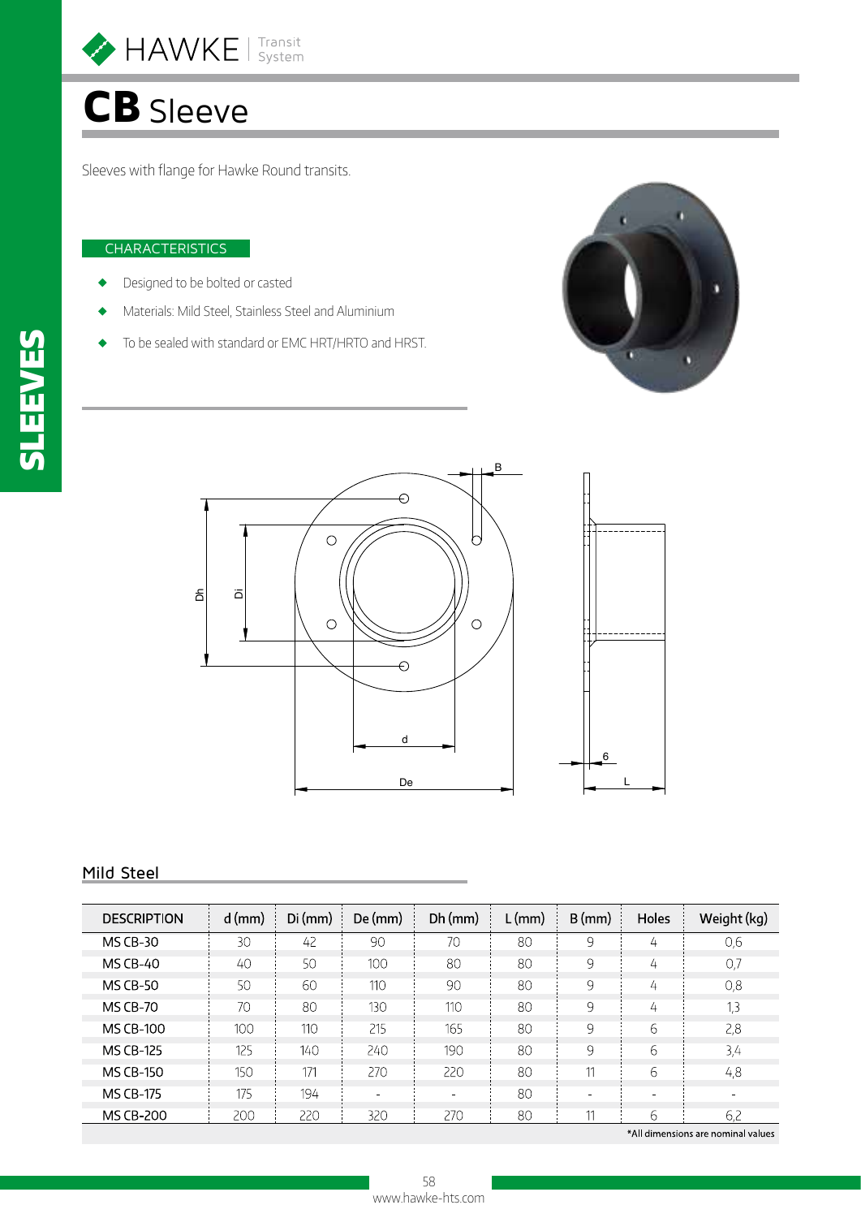# CB Sleeve

Sleeves with flange for Hawke Round transits.

## CHARACTERISTICS

- Designed to be bolted or casted
- Materials: Mild Steel, Stainless Steel and Aluminium
- To be sealed with standard or EMC HRT/HRTO and HRST.

## Mild Steel

| DESCRIPTION | d (mm) | Di (mm) | De (mm) | Dh (mm) | L (mm) | B (mm) | Holes | Weight (kg) |
|---|---|---|---|---|---|---|---|---|
| MS CB-30 | 30 | 42 | 90 | 70 | 80 | 9 | 4 | 0,6 |
| MS CB-40 | 40 | 50 | 100 | 80 | 80 | 9 | 4 | 0,7 |
| MS CB-50 | 50 | 60 | 110 | 90 | 80 | 9 | 4 | 0,8 |
| MS CB-70 | 70 | 80 | 130 | 110 | 80 | 9 | 4 | 1,3 |
| MS CB-100 | 100 | 110 | 215 | 165 | 80 | 9 | 6 | 2,8 |
| MS CB-125 | 125 | 140 | 240 | 190 | 80 | 9 | 6 | 3,4 |
| MS CB-150 | 150 | 171 | 270 | 220 | 80 | 11 | 6 | 4,8 |
| MS CB-175 | 175 | 194 | - | - | 80 | - | - | - |
| MS CB-200 | 200 | 220 | 320 | 270 | 80 | 11 | 6 | 6,2 |

*All dimensions are nominal values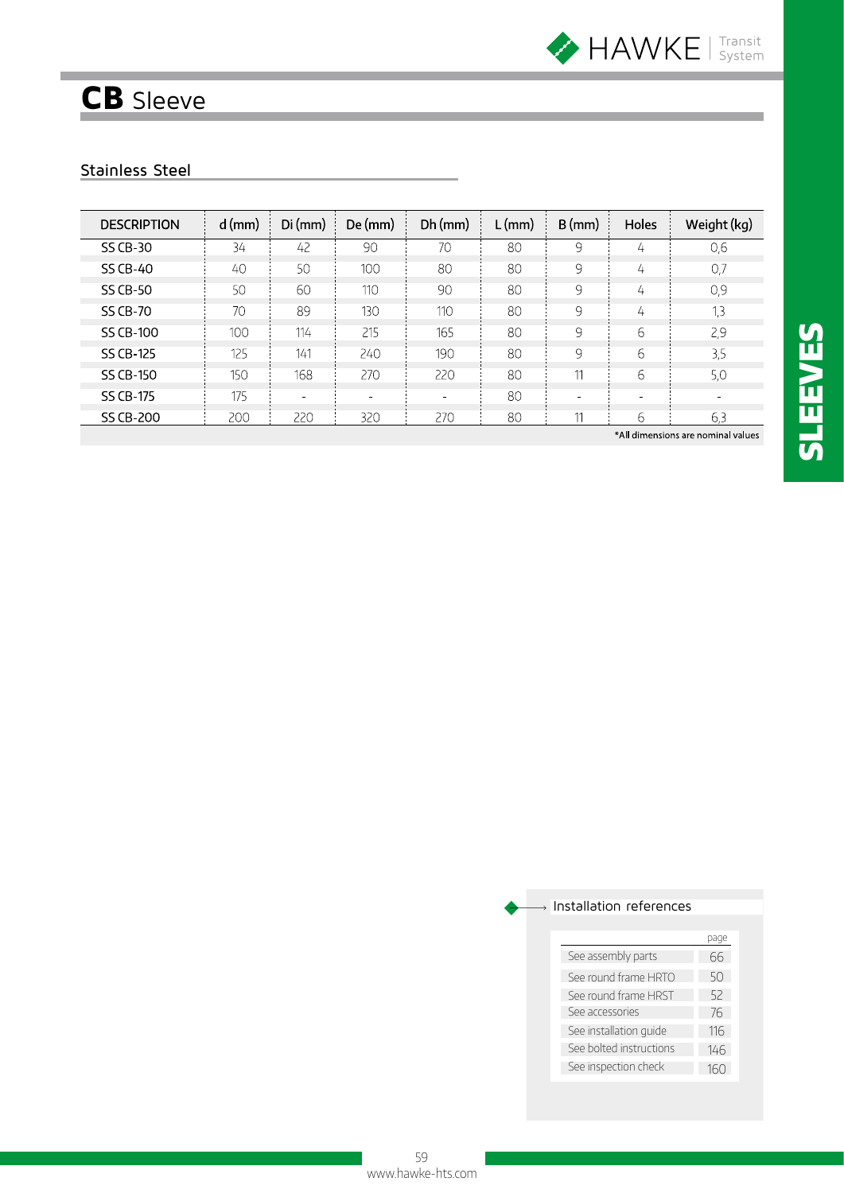# **CB** Sleeve

## Stainless Steel

| DESCRIPTION | d (mm) | Di (mm) | De (mm) | Dh (mm) | L (mm) | B (mm) | Holes | Weight (kg) |
|---|---|---|---|---|---|---|---|---|
| SS CB-30 | 34 | 42 | 90 | 70 | 80 | 9 | 4 | 0,6 |
| SS CB-40 | 40 | 50 | 100 | 80 | 80 | 9 | 4 | 0,7 |
| SS CB-50 | 50 | 60 | 110 | 90 | 80 | 9 | 4 | 0,9 |
| SS CB-70 | 70 | 89 | 130 | 110 | 80 | 9 | 4 | 1,3 |
| SS CB-100 | 100 | 114 | 215 | 165 | 80 | 9 | 6 | 2,9 |
| SS CB-125 | 125 | 141 | 240 | 190 | 80 | 9 | 6 | 3,5 |
| SS CB-150 | 150 | 168 | 270 | 220 | 80 | 11 | 6 | 5,0 |
| SS CB-175 | 175 | - | - | - | 80 | - | - | - |
| SS CB-200 | 200 | 220 | 320 | 270 | 80 | 11 | 6 | 6,3 |

*All dimensions are nominal values

SLEEVES

### Installation references

| | page |
|---|---|
| See assembly parts | 66 |
| See round frame HRTO | 50 |
| See round frame HRST | 52 |
| See accessories | 76 |
| See installation guide | 116 |
| See bolted instructions | 146 |
| See inspection check | 160 |

www.hawke-hts.com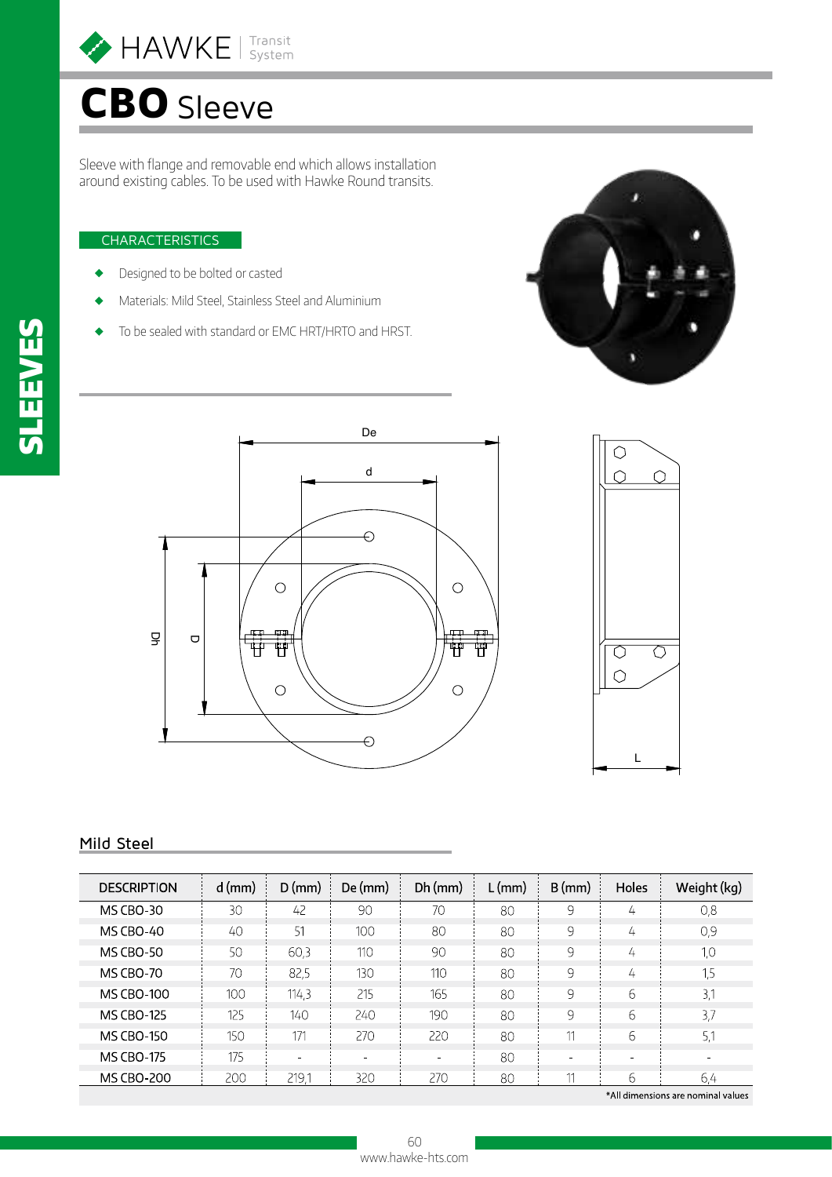# CBO Sleeve

Sleeve with flange and removable end which allows installation around existing cables. To be used with Hawke Round transits.

## CHARACTERISTICS

- Designed to be bolted or casted
- Materials: Mild Steel, Stainless Steel and Aluminium
- To be sealed with standard or EMC HRT/HRTO and HRST.

## Mild Steel

| DESCRIPTION | d (mm) | D (mm) | De (mm) | Dh (mm) | L (mm) | B (mm) | Holes | Weight (kg) |
|---|---|---|---|---|---|---|---|---|
| MS CBO-30 | 30 | 42 | 90 | 70 | 80 | 9 | 4 | 0,8 |
| MS CBO-40 | 40 | 51 | 100 | 80 | 80 | 9 | 4 | 0,9 |
| MS CBO-50 | 50 | 60,3 | 110 | 90 | 80 | 9 | 4 | 1,0 |
| MS CBO-70 | 70 | 82,5 | 130 | 110 | 80 | 9 | 4 | 1,5 |
| MS CBO-100 | 100 | 114,3 | 215 | 165 | 80 | 9 | 6 | 3,1 |
| MS CBO-125 | 125 | 140 | 240 | 190 | 80 | 9 | 6 | 3,7 |
| MS CBO-150 | 150 | 171 | 270 | 220 | 80 | 11 | 6 | 5,1 |
| MS CBO-175 | 175 | - | - | - | 80 | - | - | - |
| MS CBO-200 | 200 | 219,1 | 320 | 270 | 80 | 11 | 6 | 6,4 |

*All dimensions are nominal values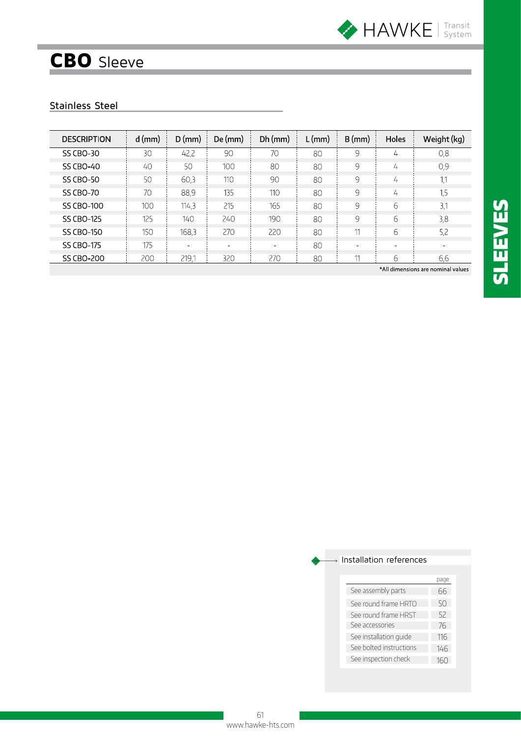# CBO Sleeve

## Stainless Steel

| DESCRIPTION | d (mm) | D (mm) | De (mm) | Dh (mm) | L (mm) | B (mm) | Holes | Weight (kg) |
|---|---|---|---|---|---|---|---|---|
| SS CBO-30 | 30 | 42,2 | 90 | 70 | 80 | 9 | 4 | 0,8 |
| SS CBO-40 | 40 | 50 | 100 | 80 | 80 | 9 | 4 | 0,9 |
| SS CBO-50 | 50 | 60,3 | 110 | 90 | 80 | 9 | 4 | 1,1 |
| SS CBO-70 | 70 | 88,9 | 135 | 110 | 80 | 9 | 4 | 1,5 |
| SS CBO-100 | 100 | 114,3 | 215 | 165 | 80 | 9 | 6 | 3,1 |
| SS CBO-125 | 125 | 140 | 240 | 190 | 80 | 9 | 6 | 3,8 |
| SS CBO-150 | 150 | 168,3 | 270 | 220 | 80 | 11 | 6 | 5,2 |
| SS CBO-175 | 175 | - | - | - | 80 | - | - | - |
| SS CBO-200 | 200 | 219,1 | 320 | 270 | 80 | 11 | 6 | 6,6 |

*All dimensions are nominal values

### Installation references

| | page |
|---|---|
| See assembly parts | 66 |
| See round frame HRTO | 50 |
| See round frame HRST | 52 |
| See accessories | 76 |
| See installation guide | 116 |
| See bolted instructions | 146 |
| See inspection check | 160 |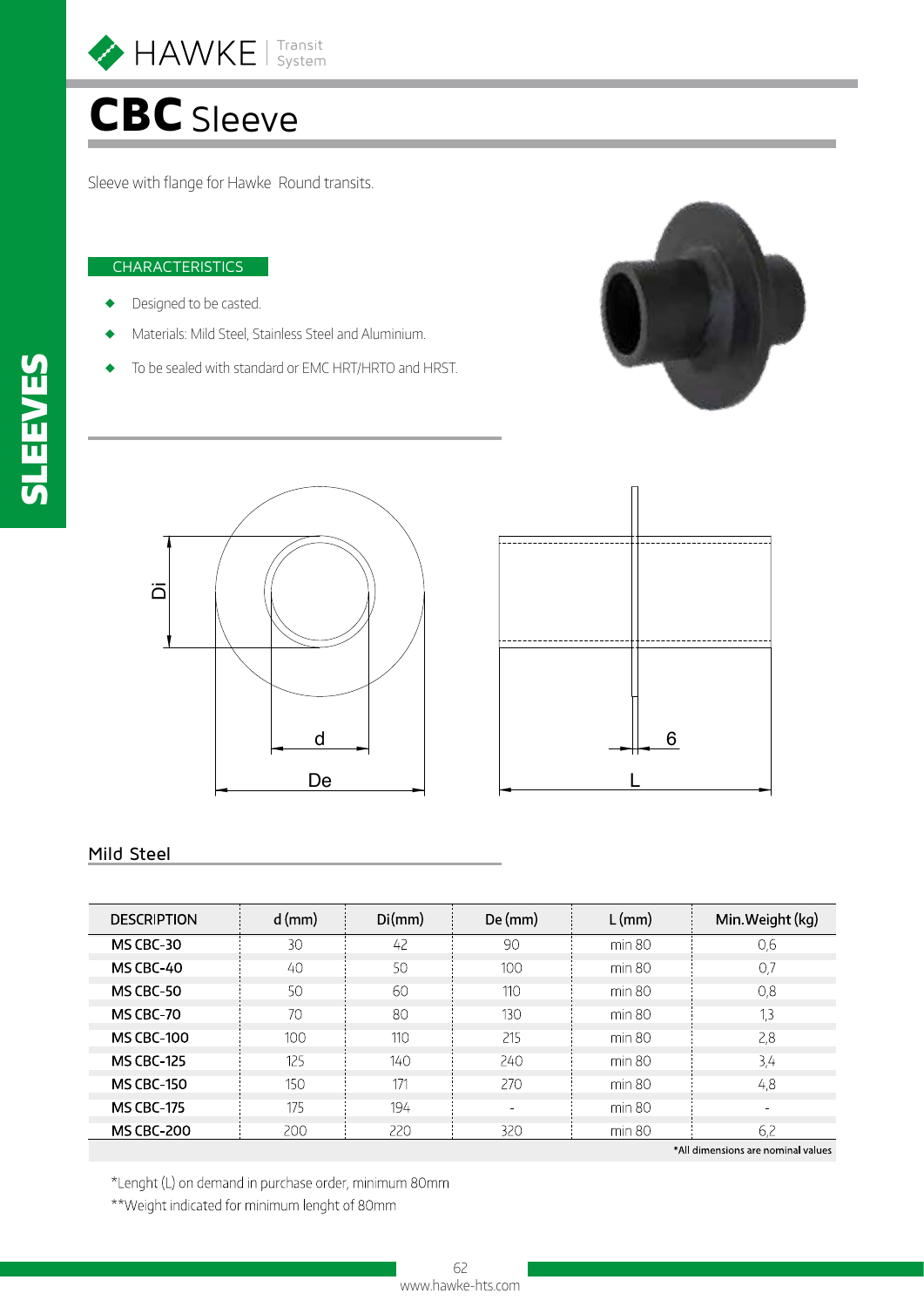# CBC Sleeve

Sleeve with flange for Hawke Round transits.

## CHARACTERISTICS

- Designed to be casted.
- Materials: Mild Steel, Stainless Steel and Aluminium.
- To be sealed with standard or EMC HRT/HRTO and HRST.

## Mild Steel

| DESCRIPTION | d (mm) | Di(mm) | De (mm) | L (mm) | Min.Weight (kg) |
|---|---|---|---|---|---|
| MS CBC-30 | 30 | 42 | 90 | min 80 | 0,6 |
| MS CBC-40 | 40 | 50 | 100 | min 80 | 0,7 |
| MS CBC-50 | 50 | 60 | 110 | min 80 | 0,8 |
| MS CBC-70 | 70 | 80 | 130 | min 80 | 1,3 |
| MS CBC-100 | 100 | 110 | 215 | min 80 | 2,8 |
| MS CBC-125 | 125 | 140 | 240 | min 80 | 3,4 |
| MS CBC-150 | 150 | 171 | 270 | min 80 | 4,8 |
| MS CBC-175 | 175 | 194 | - | min 80 | - |
| MS CBC-200 | 200 | 220 | 320 | min 80 | 6,2 |

*All dimensions are nominal values

*Lenght (L) on demand in purchase order, minimum 80mm

**Weight indicated for minimum lenght of 80mm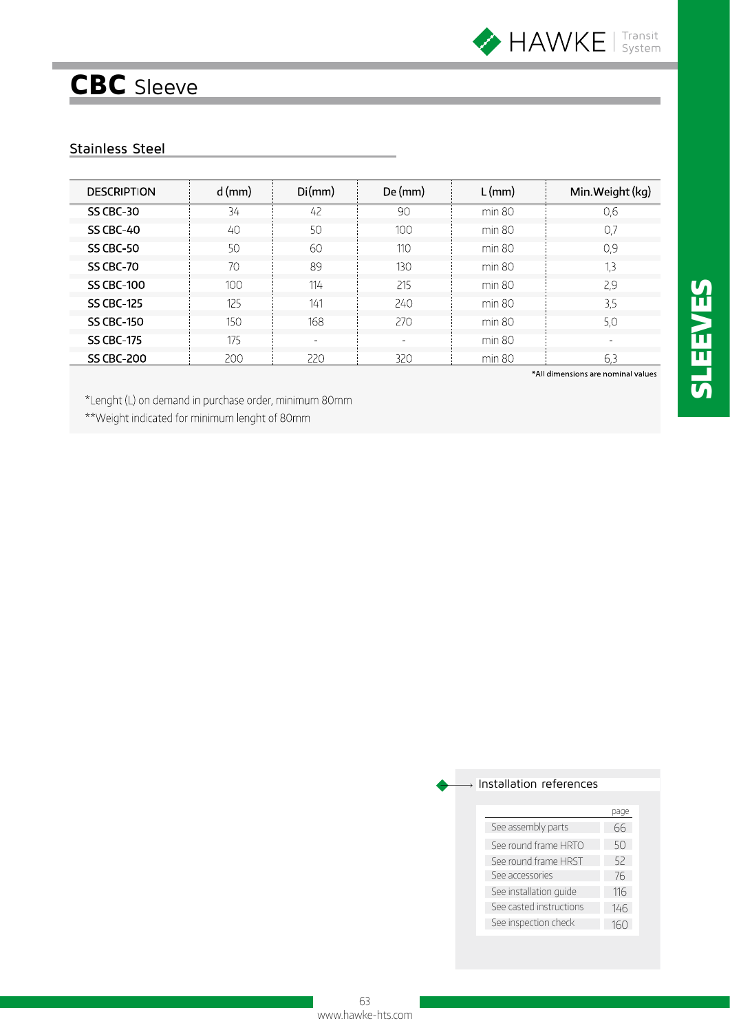# CBC Sleeve

## Stainless Steel

| DESCRIPTION | d (mm) | Di(mm) | De (mm) | L (mm) | Min.Weight (kg) |
|---|---|---|---|---|---|
| SS CBC-30 | 34 | 42 | 90 | min 80 | 0,6 |
| SS CBC-40 | 40 | 50 | 100 | min 80 | 0,7 |
| SS CBC-50 | 50 | 60 | 110 | min 80 | 0,9 |
| SS CBC-70 | 70 | 89 | 130 | min 80 | 1,3 |
| SS CBC-100 | 100 | 114 | 215 | min 80 | 2,9 |
| SS CBC-125 | 125 | 141 | 240 | min 80 | 3,5 |
| SS CBC-150 | 150 | 168 | 270 | min 80 | 5,0 |
| SS CBC-175 | 175 | - | - | min 80 | - |
| SS CBC-200 | 200 | 220 | 320 | min 80 | 6,3 |

*All dimensions are nominal values

*Lenght (L) on demand in purchase order, minimum 80mm

**Weight indicated for minimum lenght of 80mm

SLEEVES

### Installation references

| | page |
|---|---|
| See assembly parts | 66 |
| See round frame HRTO | 50 |
| See round frame HRST | 52 |
| See accessories | 76 |
| See installation guide | 116 |
| See casted instructions | 146 |
| See inspection check | 160 |